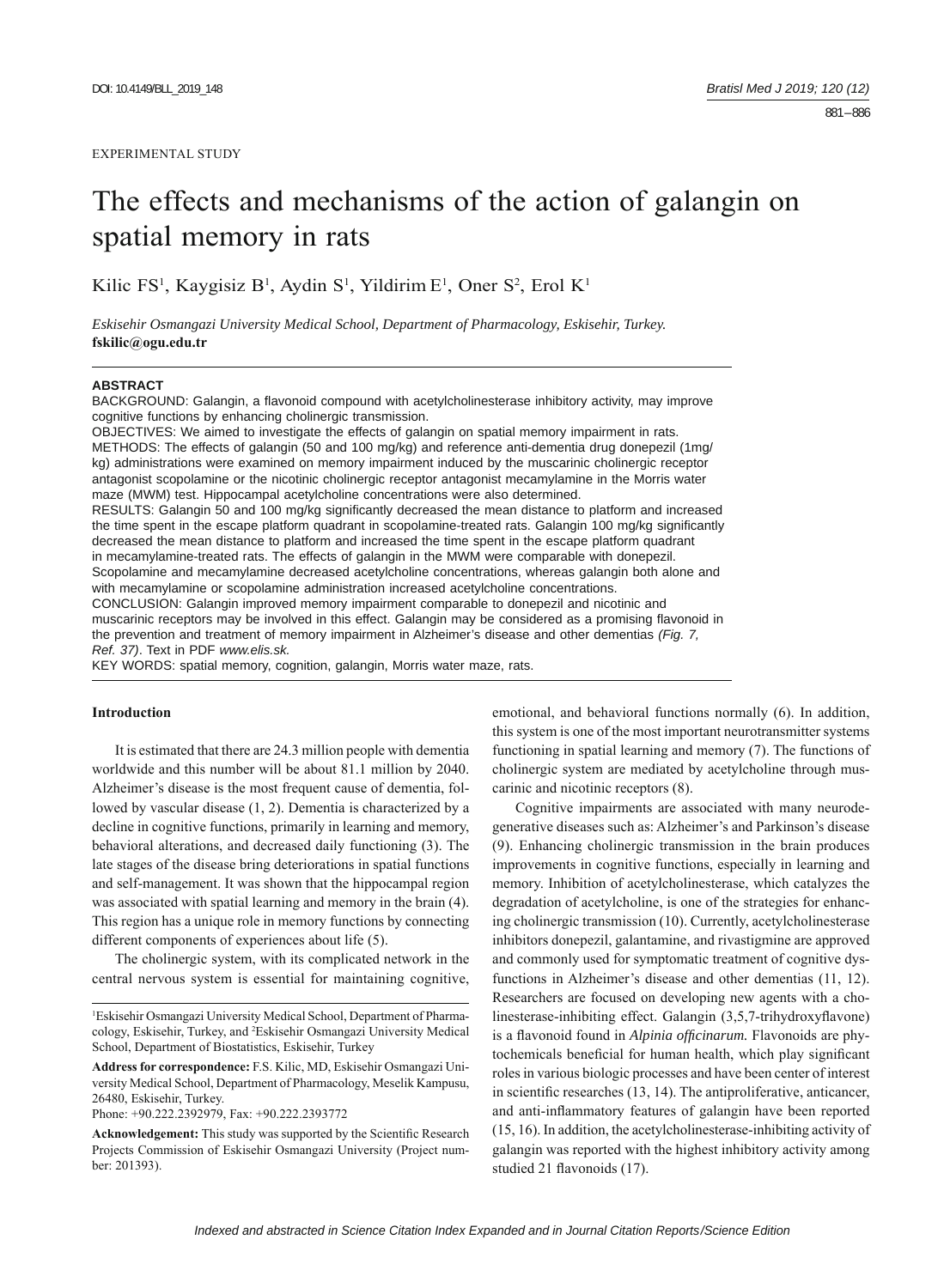EXPERIMENTAL STUDY

# The effects and mechanisms of the action of galangin on spatial memory in rats

Kilic FS[1], Kaygisiz B[1], Aydin S[1], Yildirim E[1], Oner S[2], Erol K[1]

*Eskisehir Osmangazi University Medical School, Department of Pharmacology, Eskisehir, Turkey.*
**fskilic@ogu.edu.tr**

## ABSTRACT

BACKGROUND: Galangin, a flavonoid compound with acetylcholinesterase inhibitory activity, may improve cognitive functions by enhancing cholinergic transmission.

OBJECTIVES: We aimed to investigate the effects of galangin on spatial memory impairment in rats.

METHODS: The effects of galangin (50 and 100 mg/kg) and reference anti-dementia drug donepezil (1mg/kg) administrations were examined on memory impairment induced by the muscarinic cholinergic receptor antagonist scopolamine or the nicotinic cholinergic receptor antagonist mecamylamine in the Morris water maze (MWM) test. Hippocampal acetylcholine concentrations were also determined.

RESULTS: Galangin 50 and 100 mg/kg significantly decreased the mean distance to platform and increased the time spent in the escape platform quadrant in scopolamine-treated rats. Galangin 100 mg/kg significantly decreased the mean distance to platform and increased the time spent in the escape platform quadrant in mecamylamine-treated rats. The effects of galangin in the MWM were comparable with donepezil. Scopolamine and mecamylamine decreased acetylcholine concentrations, whereas galangin both alone and with mecamylamine or scopolamine administration increased acetylcholine concentrations.

CONCLUSION: Galangin improved memory impairment comparable to donepezil and nicotinic and muscarinic receptors may be involved in this effect. Galangin may be considered as a promising flavonoid in the prevention and treatment of memory impairment in Alzheimer's disease and other dementias *(Fig. 7, Ref. 37)*. Text in PDF *www.elis.sk.*

KEY WORDS: spatial memory, cognition, galangin, Morris water maze, rats.

## Introduction

It is estimated that there are 24.3 million people with dementia worldwide and this number will be about 81.1 million by 2040. Alzheimer's disease is the most frequent cause of dementia, followed by vascular disease (1, 2). Dementia is characterized by a decline in cognitive functions, primarily in learning and memory, behavioral alterations, and decreased daily functioning (3). The late stages of the disease bring deteriorations in spatial functions and self-management. It was shown that the hippocampal region was associated with spatial learning and memory in the brain (4). This region has a unique role in memory functions by connecting different components of experiences about life (5).

The cholinergic system, with its complicated network in the central nervous system is essential for maintaining cognitive, emotional, and behavioral functions normally (6). In addition, this system is one of the most important neurotransmitter systems functioning in spatial learning and memory (7). The functions of cholinergic system are mediated by acetylcholine through muscarinic and nicotinic receptors (8).

Cognitive impairments are associated with many neurodegenerative diseases such as: Alzheimer's and Parkinson's disease (9). Enhancing cholinergic transmission in the brain produces improvements in cognitive functions, especially in learning and memory. Inhibition of acetylcholinesterase, which catalyzes the degradation of acetylcholine, is one of the strategies for enhancing cholinergic transmission (10). Currently, acetylcholinesterase inhibitors donepezil, galantamine, and rivastigmine are approved and commonly used for symptomatic treatment of cognitive dysfunctions in Alzheimer's disease and other dementias (11, 12). Researchers are focused on developing new agents with a cholinesterase-inhibiting effect. Galangin (3,5,7-trihydroxyflavone) is a flavonoid found in *Alpinia officinarum.* Flavonoids are phytochemicals beneficial for human health, which play significant roles in various biologic processes and have been center of interest in scientific researches (13, 14). The antiproliferative, anticancer, and anti-inflammatory features of galangin have been reported (15, 16). In addition, the acetylcholinesterase-inhibiting activity of galangin was reported with the highest inhibitory activity among studied 21 flavonoids (17).

---

[1]Eskisehir Osmangazi University Medical School, Department of Pharmacology, Eskisehir, Turkey, and [2]Eskisehir Osmangazi University Medical School, Department of Biostatistics, Eskisehir, Turkey

**Address for correspondence:** F.S. Kilic, MD, Eskisehir Osmangazi University Medical School, Department of Pharmacology, Meselik Kampusu, 26480, Eskisehir, Turkey.
Phone: +90.222.2392979, Fax: +90.222.2393772

**Acknowledgement:** This study was supported by the Scientific Research Projects Commission of Eskisehir Osmangazi University (Project number: 201393).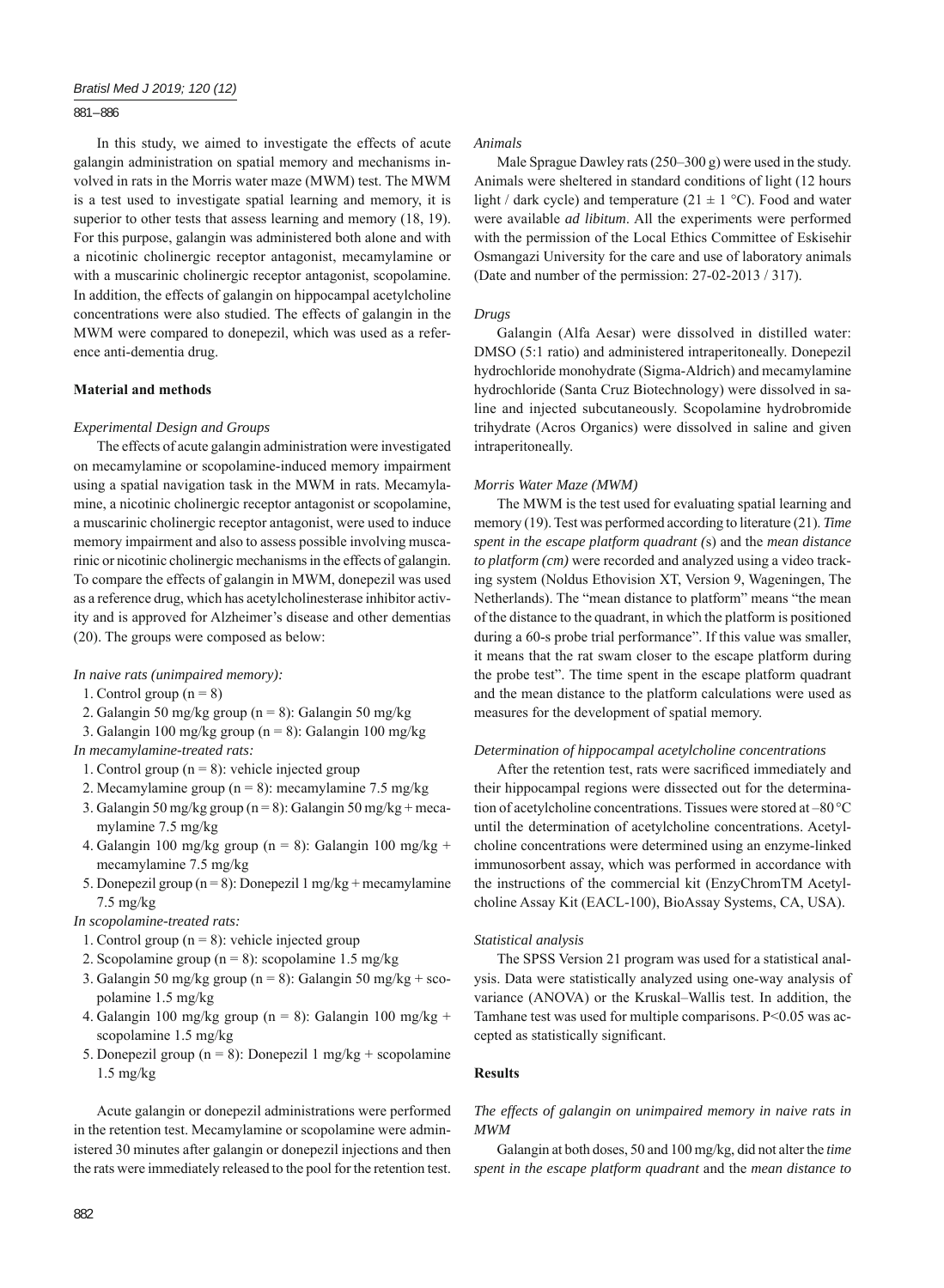In this study, we aimed to investigate the effects of acute galangin administration on spatial memory and mechanisms involved in rats in the Morris water maze (MWM) test. The MWM is the test used to investigate spatial learning and memory, it is superior to other tests that assess learning and memory (18, 19). For this purpose, galangin was administered both alone and with a nicotinic cholinergic receptor antagonist, mecamylamine or with a muscarinic cholinergic receptor antagonist, scopolamine. In addition, the effects of galangin on hippocampal acetylcholine concentrations were also studied. The effects of galangin in the MWM were compared to donepezil, which was used as a reference anti-dementia drug.

## Material and methods

### *Experimental Design and Groups*

The effects of acute galangin administration were investigated on mecamylamine or scopolamine-induced memory impairment using a spatial navigation task in the MWM in rats. Mecamylamine, a nicotinic cholinergic receptor antagonist or scopolamine, a muscarinic cholinergic receptor antagonist, were used to induce memory impairment and also to assess possible involving muscarinic or nicotinic cholinergic mechanisms in the effects of galangin. To compare the effects of galangin in MWM, donepezil was used as a reference drug, which has acetylcholinesterase inhibitor activity and is approved for Alzheimer's disease and other dementias (20). The groups were composed as below:

*In naive rats (unimpaired memory):*

1. Control group (n = 8)
2. Galangin 50 mg/kg group (n = 8): Galangin 50 mg/kg
3. Galangin 100 mg/kg group (n = 8): Galangin 100 mg/kg

*In mecamylamine-treated rats:*

1. Control group (n = 8): vehicle injected group
2. Mecamylamine group (n = 8): mecamylamine 7.5 mg/kg
3. Galangin 50 mg/kg group (n = 8): Galangin 50 mg/kg + mecamylamine 7.5 mg/kg
4. Galangin 100 mg/kg group (n = 8): Galangin 100 mg/kg + mecamylamine 7.5 mg/kg
5. Donepezil group (n = 8): Donepezil 1 mg/kg + mecamylamine 7.5 mg/kg

*In scopolamine-treated rats:*

1. Control group (n = 8): vehicle injected group
2. Scopolamine group (n = 8): scopolamine 1.5 mg/kg
3. Galangin 50 mg/kg group (n = 8): Galangin 50 mg/kg + scopolamine 1.5 mg/kg
4. Galangin 100 mg/kg group (n = 8): Galangin 100 mg/kg + scopolamine 1.5 mg/kg
5. Donepezil group (n = 8): Donepezil 1 mg/kg + scopolamine 1.5 mg/kg

Acute galangin or donepezil administrations were performed in the retention test. Mecamylamine or scopolamine were administered 30 minutes after galangin or donepezil injections and then the rats were immediately released to the pool for the retention test.

### *Animals*

Male Sprague Dawley rats (250–300 g) were used in the study. Animals were sheltered in standard conditions of light (12 hours light / dark cycle) and temperature (21 ± 1 °C). Food and water were available *ad libitum*. All the experiments were performed with the permission of the Local Ethics Committee of Eskisehir Osmangazi University for the care and use of laboratory animals (Date and number of the permission: 27-02-2013 / 317).

### *Drugs*

Galangin (Alfa Aesar) were dissolved in distilled water: DMSO (5:1 ratio) and administered intraperitoneally. Donepezil hydrochloride monohydrate (Sigma-Aldrich) and mecamylamine hydrochloride (Santa Cruz Biotechnology) were dissolved in saline and injected subcutaneously. Scopolamine hydrobromide trihydrate (Acros Organics) were dissolved in saline and given intraperitoneally.

### *Morris Water Maze (MWM)*

The MWM is the test used for evaluating spatial learning and memory (19). Test was performed according to literature (21). *Time spent in the escape platform quadrant (*s) and the *mean distance to platform (cm)* were recorded and analyzed using a video tracking system (Noldus Ethovision XT, Version 9, Wageningen, The Netherlands). The "mean distance to platform" means "the mean of the distance to the quadrant, in which the platform is positioned during a 60-s probe trial performance". If this value was smaller, it means that the rat swam closer to the escape platform during the probe test". The time spent in the escape platform quadrant and the mean distance to the platform calculations were used as measures for the development of spatial memory.

### *Determination of hippocampal acetylcholine concentrations*

After the retention test, rats were sacrificed immediately and their hippocampal regions were dissected out for the determination of acetylcholine concentrations. Tissues were stored at –80 °C until the determination of acetylcholine concentrations. Acetylcholine concentrations were determined using an enzyme-linked immunosorbent assay, which was performed in accordance with the instructions of the commercial kit (EnzyChromTM Acetylcholine Assay Kit (EACL-100), BioAssay Systems, CA, USA).

### *Statistical analysis*

The SPSS Version 21 program was used for a statistical analysis. Data were statistically analyzed using one-way analysis of variance (ANOVA) or the Kruskal–Wallis test. In addition, the Tamhane test was used for multiple comparisons. $P<0.05$ was accepted as statistically significant.

## Results

### *The effects of galangin on unimpaired memory in naive rats in MWM*

Galangin at both doses, 50 and 100 mg/kg, did not alter the *time spent in the escape platform quadrant* and the *mean distance to*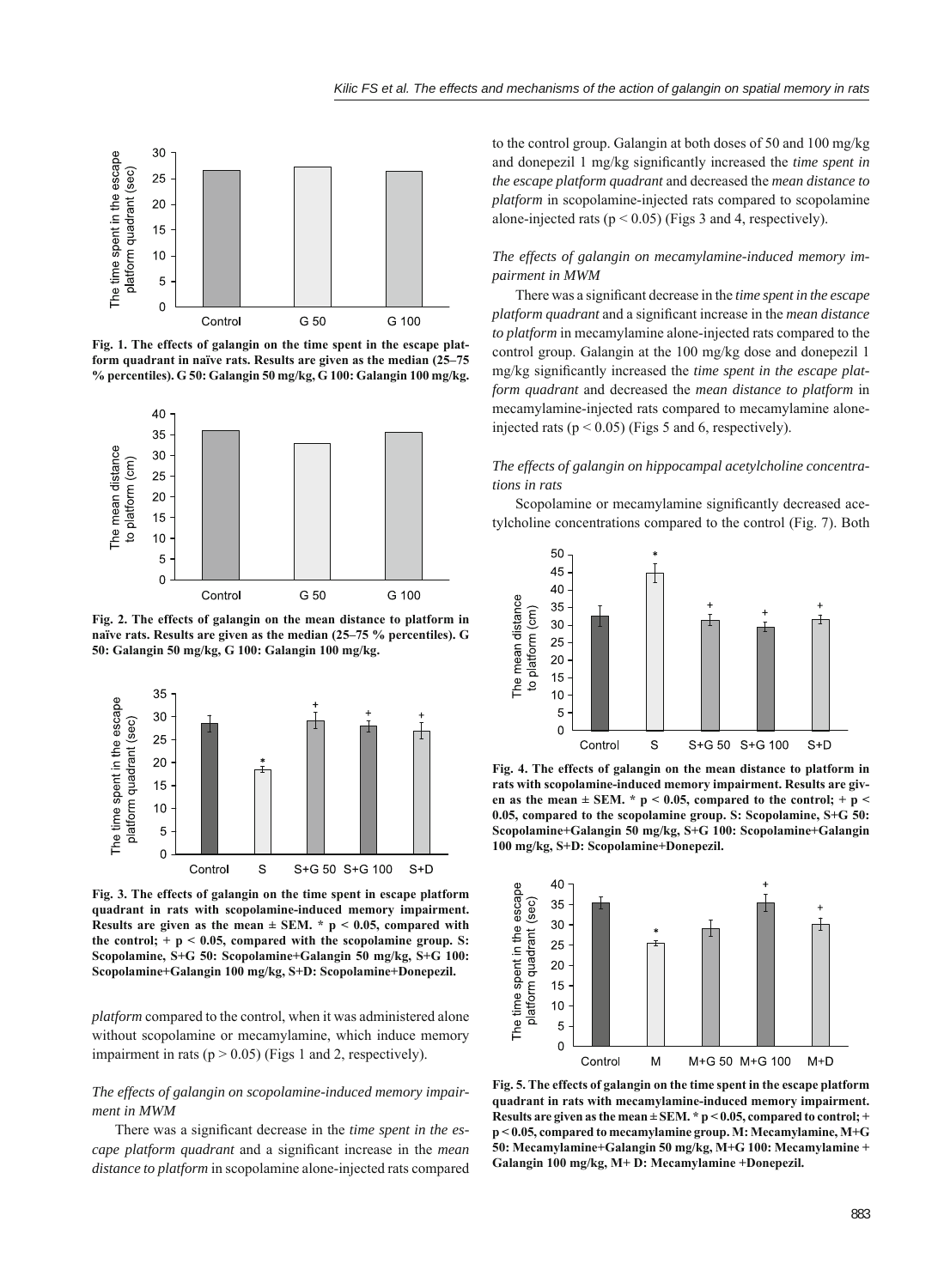Fig. 1. The effects of galangin on the time spent in the escape platform quadrant in naïve rats. Results are given as the median (25–75 % percentiles). G 50: Galangin 50 mg/kg, G 100: Galangin 100 mg/kg.

Fig. 2. The effects of galangin on the mean distance to platform in naïve rats. Results are given as the median (25–75 % percentiles). G 50: Galangin 50 mg/kg, G 100: Galangin 100 mg/kg.

Fig. 3. The effects of galangin on the time spent in escape platform quadrant in rats with scopolamine-induced memory impairment. Results are given as the mean ± SEM. * $p < 0.05$, compared with the control; + $p < 0.05$, compared with the scopolamine group. S: Scopolamine, S+G 50: Scopolamine+Galangin 50 mg/kg, S+G 100: Scopolamine+Galangin 100 mg/kg, S+D: Scopolamine+Donepezil.

*platform* compared to the control, when it was administered alone without scopolamine or mecamylamine, which induce memory impairment in rats ($p > 0.05$) (Figs 1 and 2, respectively).

*The effects of galangin on scopolamine-induced memory impairment in MWM*

There was a significant decrease in the *time spent in the escape platform quadrant* and a significant increase in the *mean distance to platform* in scopolamine alone-injected rats compared to the control group. Galangin at both doses of 50 and 100 mg/kg and donepezil 1 mg/kg significantly increased the *time spent in the escape platform quadrant* and decreased the *mean distance to platform* in scopolamine-injected rats compared to scopolamine alone-injected rats ($p < 0.05$) (Figs 3 and 4, respectively).

*The effects of galangin on mecamylamine-induced memory impairment in MWM*

There was a significant decrease in the *time spent in the escape platform quadrant* and a significant increase in the *mean distance to platform* in mecamylamine alone-injected rats compared to the control group. Galangin at the 100 mg/kg dose and donepezil 1 mg/kg significantly increased the *time spent in the escape platform quadrant* and decreased the *mean distance to platform* in mecamylamine-injected rats compared to mecamylamine alone-injected rats ($p < 0.05$) (Figs 5 and 6, respectively).

*The effects of galangin on hippocampal acetylcholine concentrations in rats*

Scopolamine or mecamylamine significantly decreased acetylcholine concentrations compared to the control (Fig. 7). Both

Fig. 4. The effects of galangin on the mean distance to platform in rats with scopolamine-induced memory impairment. Results are given as the mean ± SEM. * $p < 0.05$, compared to the control; + $p < 0.05$, compared to the scopolamine group. S: Scopolamine, S+G 50: Scopolamine+Galangin 50 mg/kg, S+G 100: Scopolamine+Galangin 100 mg/kg, S+D: Scopolamine+Donepezil.

Fig. 5. The effects of galangin on the time spent in the escape platform quadrant in rats with mecamylamine-induced memory impairment. Results are given as the mean ± SEM. * $p < 0.05$, compared to control; + $p < 0.05$, compared to mecamylamine group. M: Mecamylamine, M+G 50: Mecamylamine+Galangin 50 mg/kg, M+G 100: Mecamylamine + Galangin 100 mg/kg, M+ D: Mecamylamine +Donepezil.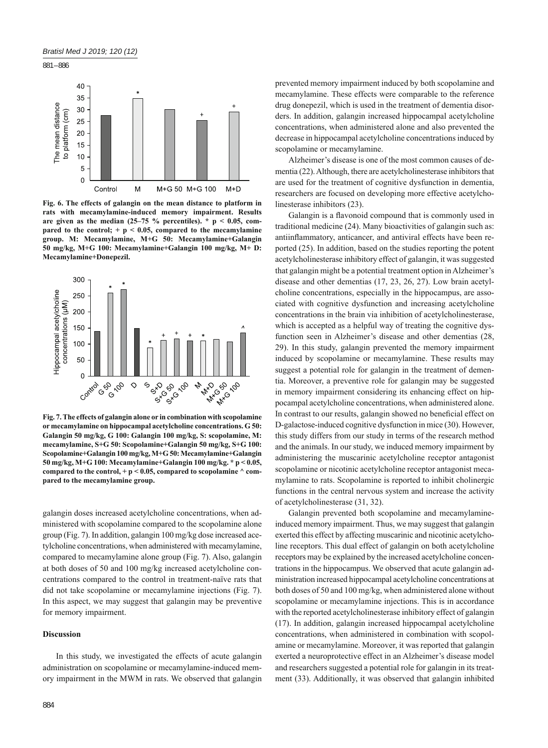Fig. 6. The effects of galangin on the mean distance to platform in rats with mecamylamine-induced memory impairment. Results are given as the median (25–75 % percentiles). * $p < 0.05$, compared to the control; + $p < 0.05$, compared to the mecamylamine group. M: Mecamylamine, M+G 50: Mecamylamine+Galangin 50 mg/kg, M+G 100: Mecamylamine+Galangin 100 mg/kg, M+ D: Mecamylamine+Donepezil.

Fig. 7. The effects of galangin alone or in combination with scopolamine or mecamylamine on hippocampal acetylcholine concentrations. G 50: Galangin 50 mg/kg, G 100: Galangin 100 mg/kg, S: scopolamine, M: mecamylamine, S+G 50: Scopolamine+Galangin 50 mg/kg, S+G 100: Scopolamine+Galangin 100 mg/kg, M+G 50: Mecamylamine+Galangin 50 mg/kg, M+G 100: Mecamylamine+Galangin 100 mg/kg. * $p < 0.05$, compared to the control, + $p < 0.05$, compared to scopolamine ^ compared to the mecamylamine group.

galangin doses increased acetylcholine concentrations, when administered with scopolamine compared to the scopolamine alone group (Fig. 7). In addition, galangin 100 mg/kg dose increased acetylcholine concentrations, when administered with mecamylamine, compared to mecamylamine alone group (Fig. 7). Also, galangin at both doses of 50 and 100 mg/kg increased acetylcholine concentrations compared to the control in treatment-naïve rats that did not take scopolamine or mecamylamine injections (Fig. 7). In this aspect, we may suggest that galangin may be preventive for memory impairment.

## Discussion

In this study, we investigated the effects of acute galangin administration on scopolamine or mecamylamine-induced memory impairment in the MWM in rats. We observed that galangin prevented memory impairment induced by both scopolamine and mecamylamine. These effects were comparable to the reference drug donepezil, which is used in the treatment of dementia disorders. In addition, galangin increased hippocampal acetylcholine concentrations, when administered alone and also prevented the decrease in hippocampal acetylcholine concentrations induced by scopolamine or mecamylamine.

Alzheimer's disease is one of the most common causes of dementia (22). Although, there are acetylcholinesterase inhibitors that are used for the treatment of cognitive dysfunction in dementia, researchers are focused on developing more effective acetylcholinesterase inhibitors (23).

Galangin is a flavonoid compound that is commonly used in traditional medicine (24). Many bioactivities of galangin such as: antiinflammatory, anticancer, and antiviral effects have been reported (25). In addition, based on the studies reporting the potent acetylcholinesterase inhibitory effect of galangin, it was suggested that galangin might be a potential treatment option in Alzheimer's disease and other dementias (17, 23, 26, 27). Low brain acetylcholine concentrations, especially in the hippocampus, are associated with cognitive dysfunction and increasing acetylcholine concentrations in the brain via inhibition of acetylcholinesterase, which is accepted as a helpful way of treating the cognitive dysfunction seen in Alzheimer's disease and other dementias (28, 29). In this study, galangin prevented the memory impairment induced by scopolamine or mecamylamine. These results may suggest a potential role for galangin in the treatment of dementia. Moreover, a preventive role for galangin may be suggested in memory impairment considering its enhancing effect on hippocampal acetylcholine concentrations, when administered alone. In contrast to our results, galangin showed no beneficial effect on D-galactose-induced cognitive dysfunction in mice (30). However, this study differs from our study in terms of the research method and the animals. In our study, we induced memory impairment by administering the muscarinic acetylcholine receptor antagonist scopolamine or nicotinic acetylcholine receptor antagonist mecamylamine to rats. Scopolamine is reported to inhibit cholinergic functions in the central nervous system and increase the activity of acetylcholinesterase (31, 32).

Galangin prevented both scopolamine and mecamylamine-induced memory impairment. Thus, we may suggest that galangin exerted this effect by affecting muscarinic and nicotinic acetylcholine receptors. This dual effect of galangin on both acetylcholine receptors may be explained by the increased acetylcholine concentrations in the hippocampus. We observed that acute galangin administration increased hippocampal acetylcholine concentrations at both doses of 50 and 100 mg/kg, when administered alone without scopolamine or mecamylamine injections. This is in accordance with the reported acetylcholinesterase inhibitory effect of galangin (17). In addition, galangin increased hippocampal acetylcholine concentrations, when administered in combination with scopolamine or mecamylamine. Moreover, it was reported that galangin exerted a neuroprotective effect in an Alzheimer's disease model and researchers suggested a potential role for galangin in its treatment (33). Additionally, it was observed that galangin inhibited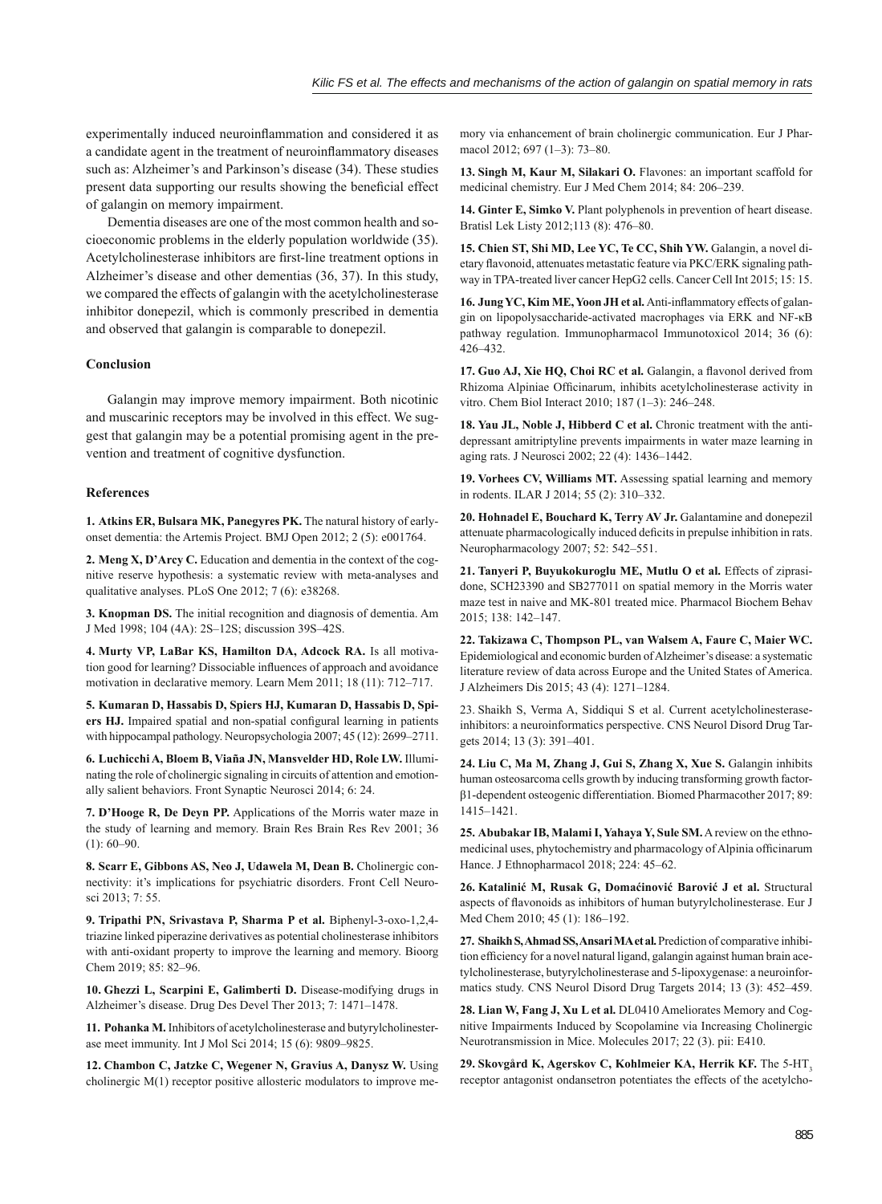experimentally induced neuroinflammation and considered it as a candidate agent in the treatment of neuroinflammatory diseases such as: Alzheimer's and Parkinson's disease (34). These studies present data supporting our results showing the beneficial effect of galangin on memory impairment.

Dementia diseases are one of the most common health and socioeconomic problems in the elderly population worldwide (35). Acetylcholinesterase inhibitors are first-line treatment options in Alzheimer's disease and other dementias (36, 37). In this study, we compared the effects of galangin with the acetylcholinesterase inhibitor donepezil, which is commonly prescribed in dementia and observed that galangin is comparable to donepezil.

## Conclusion

Galangin may improve memory impairment. Both nicotinic and muscarinic receptors may be involved in this effect. We suggest that galangin may be a potential promising agent in the prevention and treatment of cognitive dysfunction.

## References

**1. Atkins ER, Bulsara MK, Panegyres PK.** The natural history of early-onset dementia: the Artemis Project. BMJ Open 2012; 2 (5): e001764.

**2. Meng X, D'Arcy C.** Education and dementia in the context of the cognitive reserve hypothesis: a systematic review with meta-analyses and qualitative analyses. PLoS One 2012; 7 (6): e38268.

**3. Knopman DS.** The initial recognition and diagnosis of dementia. Am J Med 1998; 104 (4A): 2S–12S; discussion 39S–42S.

**4. Murty VP, LaBar KS, Hamilton DA, Adcock RA.** Is all motivation good for learning? Dissociable influences of approach and avoidance motivation in declarative memory. Learn Mem 2011; 18 (11): 712–717.

**5. Kumaran D, Hassabis D, Spiers HJ, Kumaran D, Hassabis D, Spiers HJ.** Impaired spatial and non-spatial configural learning in patients with hippocampal pathology. Neuropsychologia 2007; 45 (12): 2699–2711.

**6. Luchicchi A, Bloem B, Viaña JN, Mansvelder HD, Role LW.** Illuminating the role of cholinergic signaling in circuits of attention and emotionally salient behaviors. Front Synaptic Neurosci 2014; 6: 24.

**7. D'Hooge R, De Deyn PP.** Applications of the Morris water maze in the study of learning and memory. Brain Res Brain Res Rev 2001; 36 (1): 60–90.

**8. Scarr E, Gibbons AS, Neo J, Udawela M, Dean B.** Cholinergic connectivity: it's implications for psychiatric disorders. Front Cell Neurosci 2013; 7: 55.

**9. Tripathi PN, Srivastava P, Sharma P et al.** Biphenyl-3-oxo-1,2,4-triazine linked piperazine derivatives as potential cholinesterase inhibitors with anti-oxidant property to improve the learning and memory. Bioorg Chem 2019; 85: 82–96.

**10. Ghezzi L, Scarpini E, Galimberti D.** Disease-modifying drugs in Alzheimer's disease. Drug Des Devel Ther 2013; 7: 1471–1478.

**11. Pohanka M.** Inhibitors of acetylcholinesterase and butyrylcholinesterase meet immunity. Int J Mol Sci 2014; 15 (6): 9809–9825.

**12. Chambon C, Jatzke C, Wegener N, Gravius A, Danysz W.** Using cholinergic M(1) receptor positive allosteric modulators to improve memory via enhancement of brain cholinergic communication. Eur J Pharmacol 2012; 697 (1–3): 73–80.

**13. Singh M, Kaur M, Silakari O.** Flavones: an important scaffold for medicinal chemistry. Eur J Med Chem 2014; 84: 206–239.

**14. Ginter E, Simko V.** Plant polyphenols in prevention of heart disease. Bratisl Lek Listy 2012;113 (8): 476–80.

**15. Chien ST, Shi MD, Lee YC, Te CC, Shih YW.** Galangin, a novel dietary flavonoid, attenuates metastatic feature via PKC/ERK signaling pathway in TPA-treated liver cancer HepG2 cells. Cancer Cell Int 2015; 15: 15.

**16. Jung YC, Kim ME, Yoon JH et al.** Anti-inflammatory effects of galangin on lipopolysaccharide-activated macrophages via ERK and NF-κB pathway regulation. Immunopharmacol Immunotoxicol 2014; 36 (6): 426–432.

**17. Guo AJ, Xie HQ, Choi RC et al.** Galangin, a flavonol derived from Rhizoma Alpiniae Officinarum, inhibits acetylcholinesterase activity in vitro. Chem Biol Interact 2010; 187 (1–3): 246–248.

**18. Yau JL, Noble J, Hibberd C et al.** Chronic treatment with the antidepressant amitriptyline prevents impairments in water maze learning in aging rats. J Neurosci 2002; 22 (4): 1436–1442.

**19. Vorhees CV, Williams MT.** Assessing spatial learning and memory in rodents. ILAR J 2014; 55 (2): 310–332.

**20. Hohnadel E, Bouchard K, Terry AV Jr.** Galantamine and donepezil attenuate pharmacologically induced deficits in prepulse inhibition in rats. Neuropharmacology 2007; 52: 542–551.

**21. Tanyeri P, Buyukokuroglu ME, Mutlu O et al.** Effects of ziprasidone, SCH23390 and SB277011 on spatial memory in the Morris water maze test in naive and MK-801 treated mice. Pharmacol Biochem Behav 2015; 138: 142–147.

**22. Takizawa C, Thompson PL, van Walsem A, Faure C, Maier WC.** Epidemiological and economic burden of Alzheimer's disease: a systematic literature review of data across Europe and the United States of America. J Alzheimers Dis 2015; 43 (4): 1271–1284.

23. Shaikh S, Verma A, Siddiqui S et al. Current acetylcholinesterase-inhibitors: a neuroinformatics perspective. CNS Neurol Disord Drug Targets 2014; 13 (3): 391–401.

**24. Liu C, Ma M, Zhang J, Gui S, Zhang X, Xue S.** Galangin inhibits human osteosarcoma cells growth by inducing transforming growth factor-β1-dependent osteogenic differentiation. Biomed Pharmacother 2017; 89: 1415–1421.

**25. Abubakar IB, Malami I, Yahaya Y, Sule SM.** A review on the ethnomedicinal uses, phytochemistry and pharmacology of Alpinia officinarum Hance. J Ethnopharmacol 2018; 224: 45–62.

**26. Katalinić M, Rusak G, Domaćinović Barović J et al.** Structural aspects of flavonoids as inhibitors of human butyrylcholinesterase. Eur J Med Chem 2010; 45 (1): 186–192.

**27. Shaikh S, Ahmad SS, Ansari MA et al.** Prediction of comparative inhibition efficiency for a novel natural ligand, galangin against human brain acetylcholinesterase, butyrylcholinesterase and 5-lipoxygenase: a neuroinformatics study. CNS Neurol Disord Drug Targets 2014; 13 (3): 452–459.

**28. Lian W, Fang J, Xu L et al.** DL0410 Ameliorates Memory and Cognitive Impairments Induced by Scopolamine via Increasing Cholinergic Neurotransmission in Mice. Molecules 2017; 22 (3). pii: E410.

**29. Skovgård K, Agerskov C, Kohlmeier KA, Herrik KF.** The 5-$HT_3$ receptor antagonist ondansetron potentiates the effects of the acetylcho-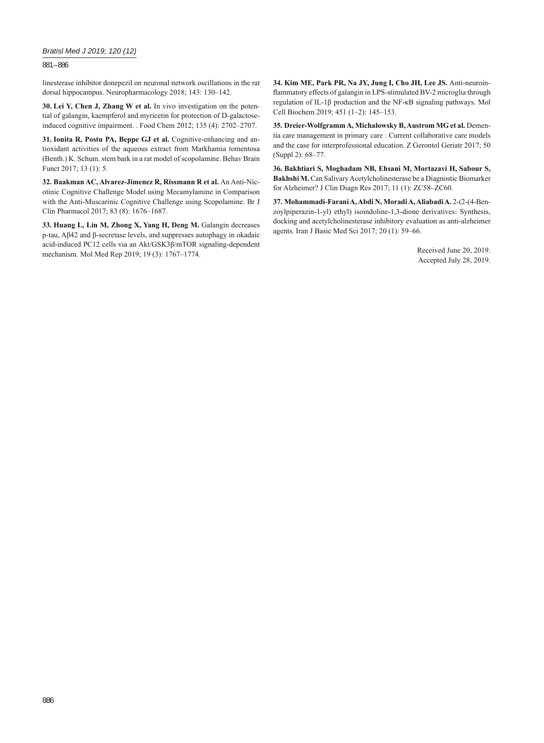linesterase inhibitor donepezil on neuronal network oscillations in the rat dorsal hippocampus. Neuropharmacology 2018; 143: 130–142.

**30. Lei Y, Chen J, Zhang W et al.** In vivo investigation on the potential of galangin, kaempferol and myricetin for protection of D-galactose-induced cognitive impairment. . Food Chem 2012; 135 (4): 2702–2707.

**31. Ionita R, Postu PA, Beppe GJ et al.** Cognitive-enhancing and antioxidant activities of the aqueous extract from Markhamia tomentosa (Benth.) K. Schum. stem bark in a rat model of scopolamine. Behav Brain Funct 2017; 13 (1): 5.

**32. Baakman AC, Alvarez-Jimenez R, Rissmann R et al.** An Anti-Nicotinic Cognitive Challenge Model using Mecamylamine in Comparison with the Anti-Muscarinic Cognitive Challenge using Scopolamine. Br J Clin Pharmacol 2017; 83 (8): 1676–1687.

**33. Huang L, Lin M, Zhong X, Yang H, Deng M.** Galangin decreases p-tau, Aβ42 and β-secretase levels, and suppresses autophagy in okadaic acid-induced PC12 cells via an Akt/GSK3β/mTOR signaling-dependent mechanism. Mol Med Rep 2019; 19 (3): 1767–1774.

**34. Kim ME, Park PR, Na JY, Jung I, Cho JH, Lee JS.** Anti-neuroinflammatory effects of galangin in LPS-stimulated BV-2 microglia through regulation of IL-1β production and the NF-κB signaling pathways. Mol Cell Biochem 2019; 451 (1–2): 145–153.

**35. Dreier-Wolfgramm A, Michalowsky B, Austrom MG et al.** Dementia care management in primary care : Current collaborative care models and the case for interprofessional education. Z Gerontol Geriatr 2017; 50 (Suppl 2): 68–77.

**36. Bakhtiari S, Moghadam NB, Ehsani M, Mortazavi H, Sabour S, Bakhshi M.** Can Salivary Acetylcholinesterase be a Diagnostic Biomarker for Alzheimer? J Clin Diagn Res 2017; 11 (1): ZC58–ZC60.

**37. Mohammadi-Farani A, Abdi N, Moradi A, Aliabadi A.** 2-(2-(4-Benzoylpiperazin-1-yl) ethyl) isoindoline-1,3-dione derivatives: Synthesis, docking and acetylcholinesterase inhibitory evaluation as anti-alzheimer agents. Iran J Basic Med Sci 2017; 20 (1): 59–66.

Received June 20, 2019.
Accepted July 28, 2019.